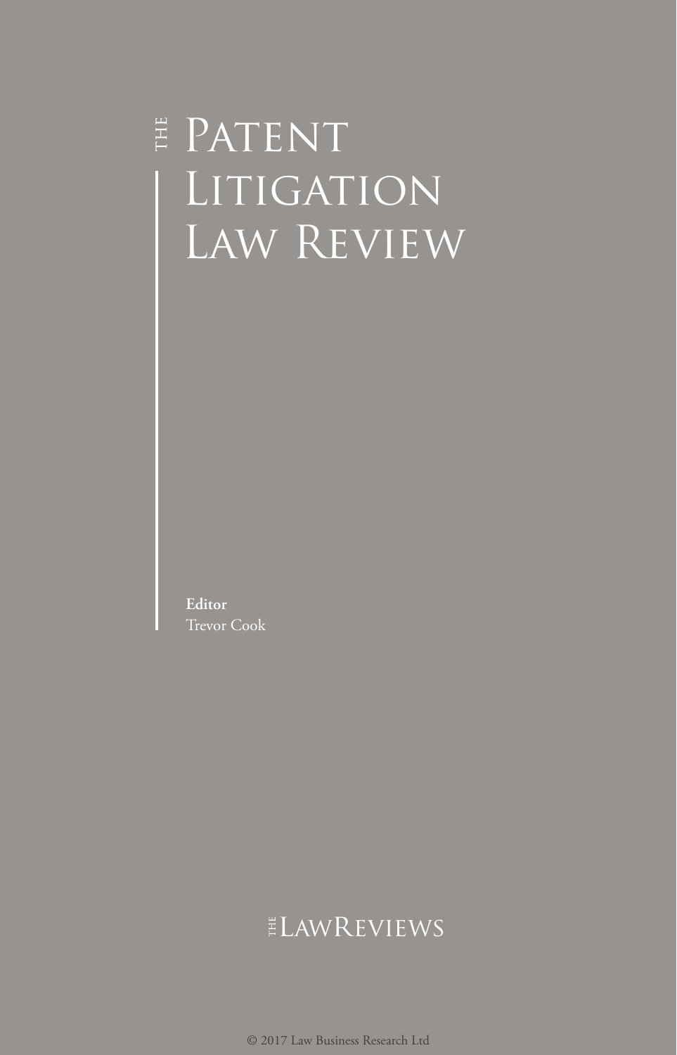# The Patent Litigation Law Review

**Editor**
Trevor Cook

The LawReviews

© 2017 Law Business Research Ltd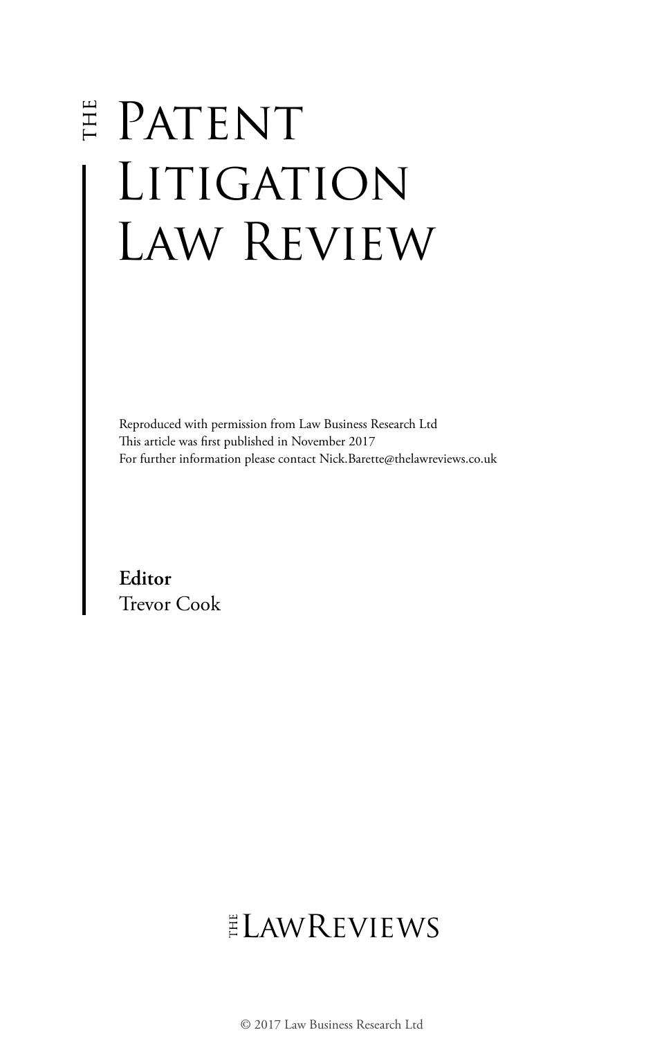# The Patent Litigation Law Review

Reproduced with permission from Law Business Research Ltd
This article was first published in November 2017
For further information please contact Nick.Barette@thelawreviews.co.uk

**Editor**
Trevor Cook

The Law Reviews

© 2017 Law Business Research Ltd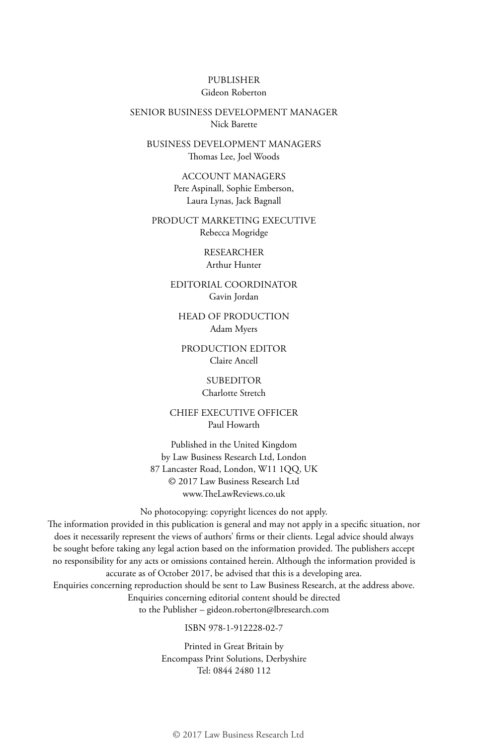PUBLISHER
Gideon Roberton

SENIOR BUSINESS DEVELOPMENT MANAGER
Nick Barette

BUSINESS DEVELOPMENT MANAGERS
Thomas Lee, Joel Woods

ACCOUNT MANAGERS
Pere Aspinall, Sophie Emberson,
Laura Lynas, Jack Bagnall

PRODUCT MARKETING EXECUTIVE
Rebecca Mogridge

RESEARCHER
Arthur Hunter

EDITORIAL COORDINATOR
Gavin Jordan

HEAD OF PRODUCTION
Adam Myers

PRODUCTION EDITOR
Claire Ancell

SUBEDITOR
Charlotte Stretch

CHIEF EXECUTIVE OFFICER
Paul Howarth

Published in the United Kingdom
by Law Business Research Ltd, London
87 Lancaster Road, London, W11 1QQ, UK
© 2017 Law Business Research Ltd
www.TheLawReviews.co.uk

No photocopying: copyright licences do not apply.
The information provided in this publication is general and may not apply in a specific situation, nor does it necessarily represent the views of authors' firms or their clients. Legal advice should always be sought before taking any legal action based on the information provided. The publishers accept no responsibility for any acts or omissions contained herein. Although the information provided is accurate as of October 2017, be advised that this is a developing area.
Enquiries concerning reproduction should be sent to Law Business Research, at the address above.
Enquiries concerning editorial content should be directed
to the Publisher – gideon.roberton@lbresearch.com

ISBN 978-1-912228-02-7

Printed in Great Britain by
Encompass Print Solutions, Derbyshire
Tel: 0844 2480 112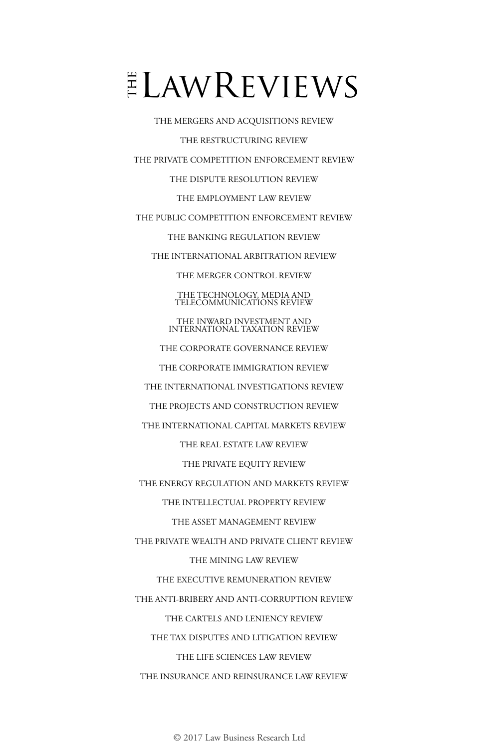# THE LAW REVIEWS

THE MERGERS AND ACQUISITIONS REVIEW

THE RESTRUCTURING REVIEW

THE PRIVATE COMPETITION ENFORCEMENT REVIEW

THE DISPUTE RESOLUTION REVIEW

THE EMPLOYMENT LAW REVIEW

THE PUBLIC COMPETITION ENFORCEMENT REVIEW

THE BANKING REGULATION REVIEW

THE INTERNATIONAL ARBITRATION REVIEW

THE MERGER CONTROL REVIEW

THE TECHNOLOGY, MEDIA AND TELECOMMUNICATIONS REVIEW

THE INWARD INVESTMENT AND INTERNATIONAL TAXATION REVIEW

THE CORPORATE GOVERNANCE REVIEW

THE CORPORATE IMMIGRATION REVIEW

THE INTERNATIONAL INVESTIGATIONS REVIEW

THE PROJECTS AND CONSTRUCTION REVIEW

THE INTERNATIONAL CAPITAL MARKETS REVIEW

THE REAL ESTATE LAW REVIEW

THE PRIVATE EQUITY REVIEW

THE ENERGY REGULATION AND MARKETS REVIEW

THE INTELLECTUAL PROPERTY REVIEW

THE ASSET MANAGEMENT REVIEW

THE PRIVATE WEALTH AND PRIVATE CLIENT REVIEW

THE MINING LAW REVIEW

THE EXECUTIVE REMUNERATION REVIEW

THE ANTI-BRIBERY AND ANTI-CORRUPTION REVIEW

THE CARTELS AND LENIENCY REVIEW

THE TAX DISPUTES AND LITIGATION REVIEW

THE LIFE SCIENCES LAW REVIEW

THE INSURANCE AND REINSURANCE LAW REVIEW

© 2017 Law Business Research Ltd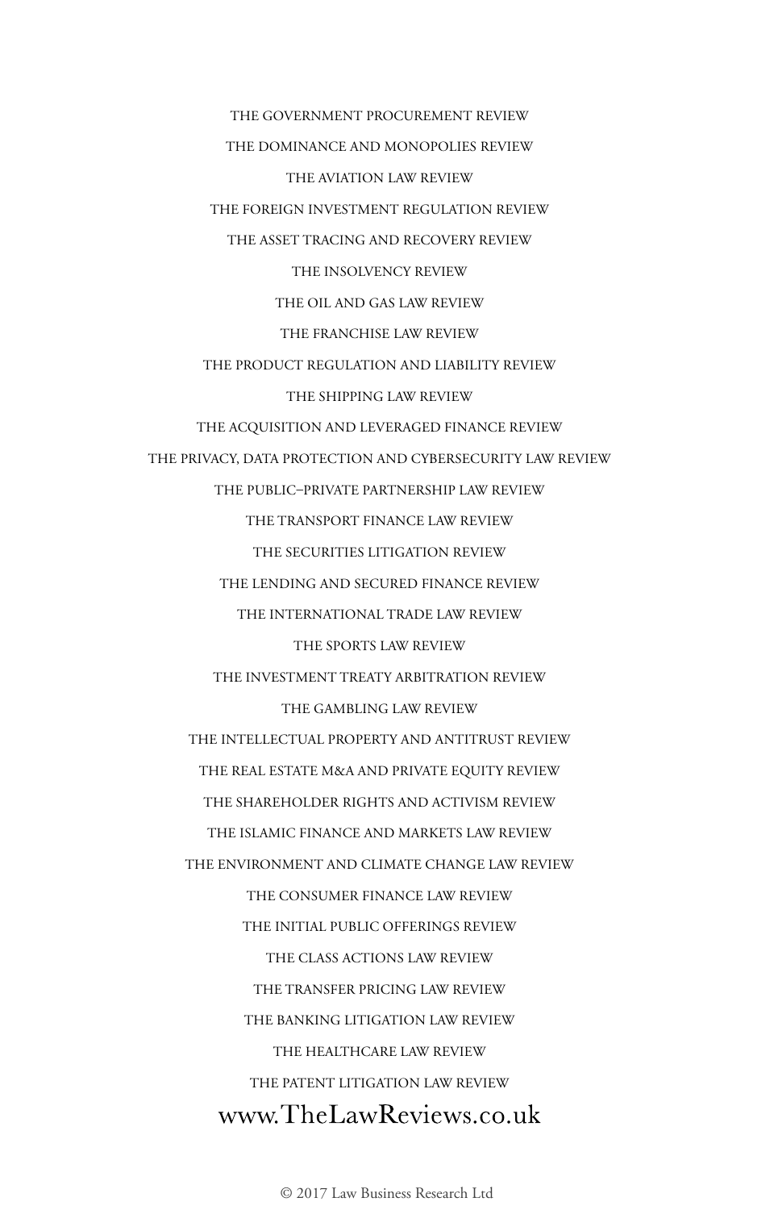THE GOVERNMENT PROCUREMENT REVIEW

THE DOMINANCE AND MONOPOLIES REVIEW

THE AVIATION LAW REVIEW

THE FOREIGN INVESTMENT REGULATION REVIEW

THE ASSET TRACING AND RECOVERY REVIEW

THE INSOLVENCY REVIEW

THE OIL AND GAS LAW REVIEW

THE FRANCHISE LAW REVIEW

THE PRODUCT REGULATION AND LIABILITY REVIEW

THE SHIPPING LAW REVIEW

THE ACQUISITION AND LEVERAGED FINANCE REVIEW

THE PRIVACY, DATA PROTECTION AND CYBERSECURITY LAW REVIEW

THE PUBLIC–PRIVATE PARTNERSHIP LAW REVIEW

THE TRANSPORT FINANCE LAW REVIEW

THE SECURITIES LITIGATION REVIEW

THE LENDING AND SECURED FINANCE REVIEW

THE INTERNATIONAL TRADE LAW REVIEW

THE SPORTS LAW REVIEW

THE INVESTMENT TREATY ARBITRATION REVIEW

THE GAMBLING LAW REVIEW

THE INTELLECTUAL PROPERTY AND ANTITRUST REVIEW

THE REAL ESTATE M&A AND PRIVATE EQUITY REVIEW

THE SHAREHOLDER RIGHTS AND ACTIVISM REVIEW

THE ISLAMIC FINANCE AND MARKETS LAW REVIEW

THE ENVIRONMENT AND CLIMATE CHANGE LAW REVIEW

THE CONSUMER FINANCE LAW REVIEW

THE INITIAL PUBLIC OFFERINGS REVIEW

THE CLASS ACTIONS LAW REVIEW

THE TRANSFER PRICING LAW REVIEW

THE BANKING LITIGATION LAW REVIEW

THE HEALTHCARE LAW REVIEW

THE PATENT LITIGATION LAW REVIEW

www.TheLawReviews.co.uk

© 2017 Law Business Research Ltd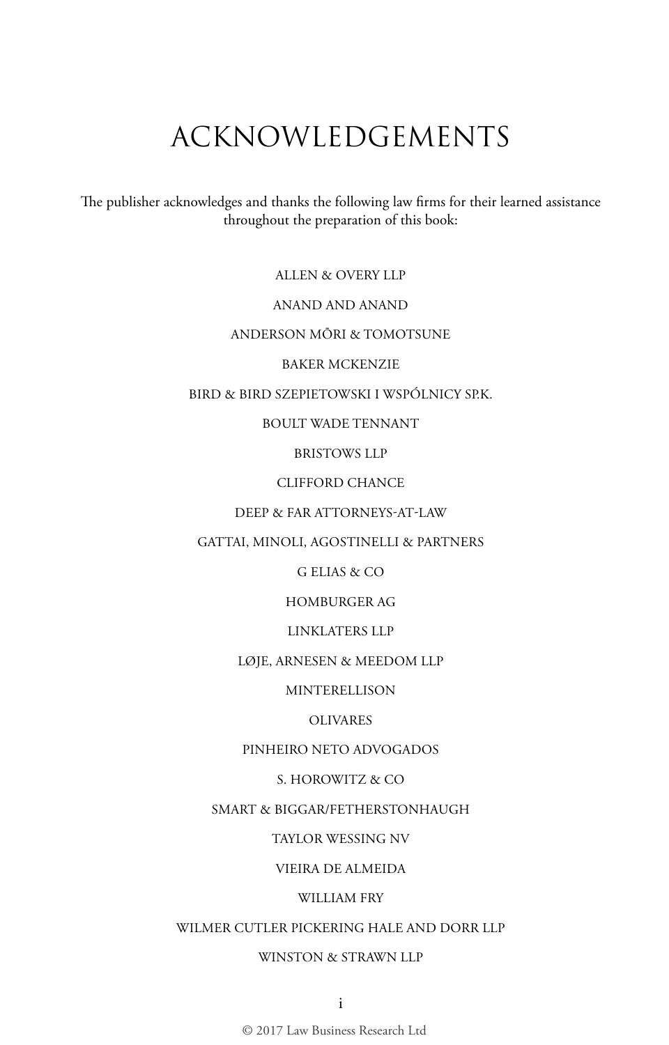# ACKNOWLEDGEMENTS

The publisher acknowledges and thanks the following law firms for their learned assistance throughout the preparation of this book:

ALLEN & OVERY LLP

ANAND AND ANAND

ANDERSON MŌRI & TOMOTSUNE

BAKER MCKENZIE

BIRD & BIRD SZEPIETOWSKI I WSPÓLNICY SP.K.

BOULT WADE TENNANT

BRISTOWS LLP

CLIFFORD CHANCE

DEEP & FAR ATTORNEYS-AT-LAW

GATTAI, MINOLI, AGOSTINELLI & PARTNERS

G ELIAS & CO

HOMBURGER AG

LINKLATERS LLP

LØJE, ARNESEN & MEEDOM LLP

MINTERELLISON

OLIVARES

PINHEIRO NETO ADVOGADOS

S. HOROWITZ & CO

SMART & BIGGAR/FETHERSTONHAUGH

TAYLOR WESSING NV

VIEIRA DE ALMEIDA

WILLIAM FRY

WILMER CUTLER PICKERING HALE AND DORR LLP

WINSTON & STRAWN LLP

© 2017 Law Business Research Ltd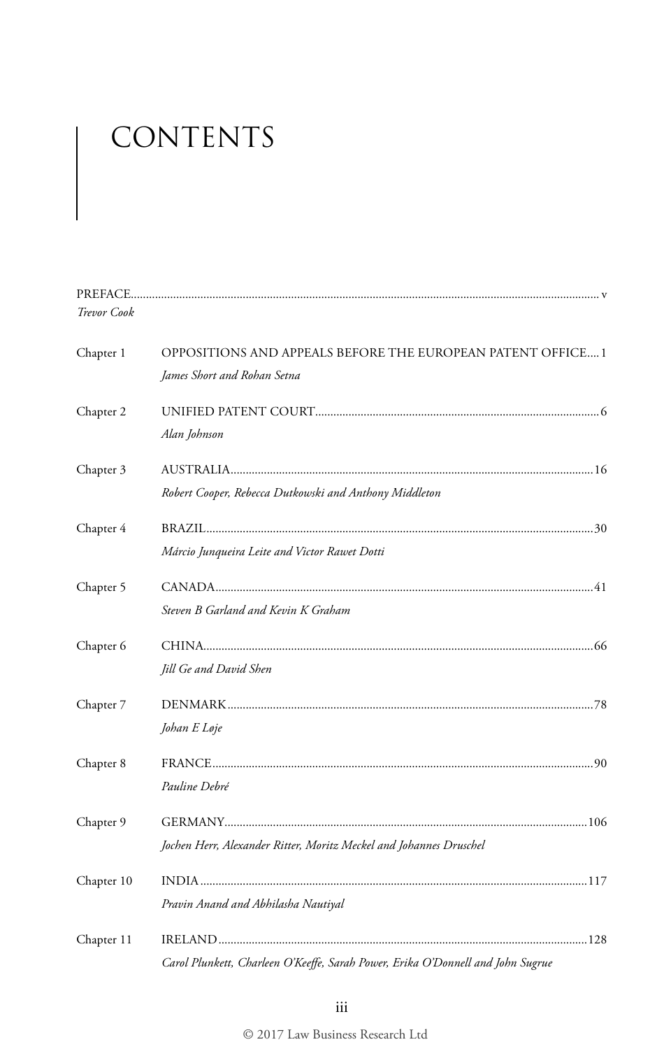# CONTENTS

PREFACE ........................................................................................................................ v
*Trevor Cook*

Chapter 1 OPPOSITIONS AND APPEALS BEFORE THE EUROPEAN PATENT OFFICE .... 1
*James Short and Rohan Setna*

Chapter 2 UNIFIED PATENT COURT ........................................................................................ 6
*Alan Johnson*

Chapter 3 AUSTRALIA ........................................................................................................ 16
*Robert Cooper, Rebecca Dutkowski and Anthony Middleton*

Chapter 4 BRAZIL ............................................................................................................... 30
*Márcio Junqueira Leite and Victor Rawet Dotti*

Chapter 5 CANADA ............................................................................................................. 41
*Steven B Garland and Kevin K Graham*

Chapter 6 CHINA ................................................................................................................. 66
*Jill Ge and David Shen*

Chapter 7 DENMARK ............................................................................................................ 78
*Johan E Løje*

Chapter 8 FRANCE ............................................................................................................... 90
*Pauline Debré*

Chapter 9 GERMANY ........................................................................................................... 106
*Jochen Herr, Alexander Ritter, Moritz Meckel and Johannes Druschel*

Chapter 10 INDIA ................................................................................................................ 117
*Pravin Anand and Abhilasha Nautiyal*

Chapter 11 IRELAND ............................................................................................................ 128
*Carol Plunkett, Charleen O'Keeffe, Sarah Power, Erika O'Donnell and John Sugrue*

© 2017 Law Business Research Ltd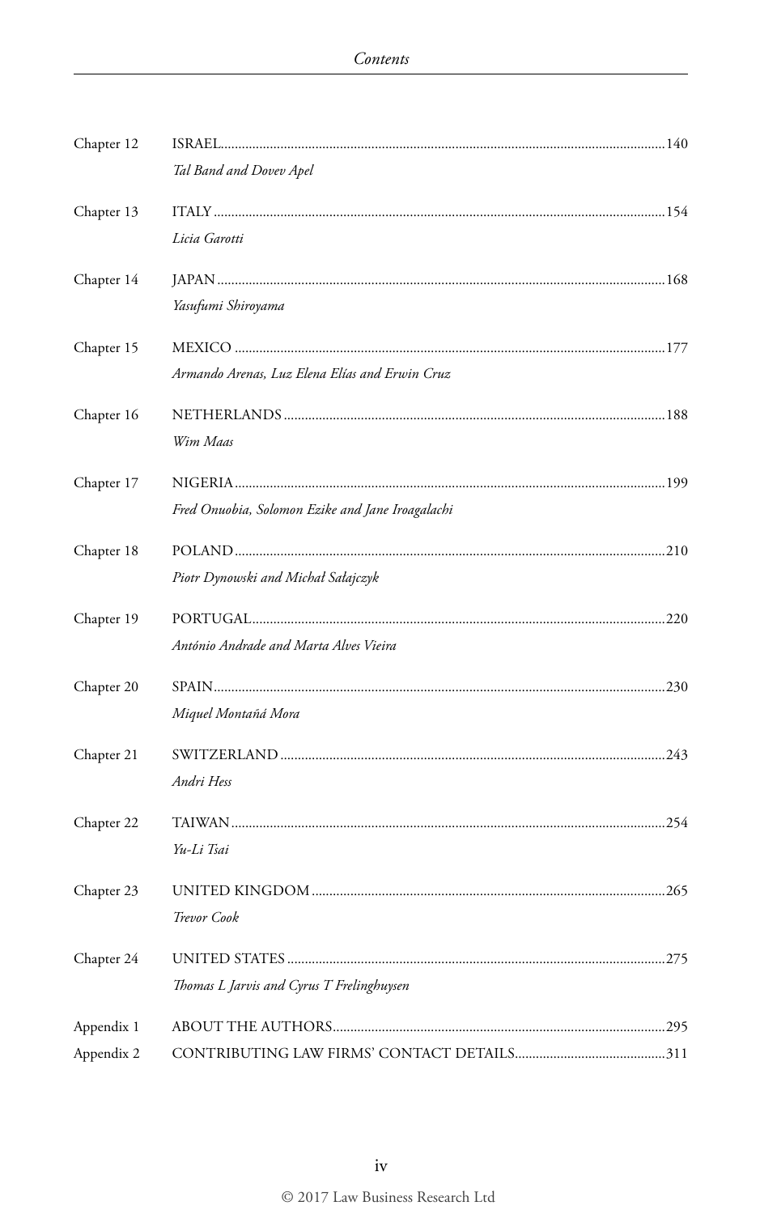Chapter 12 ISRAEL......140
*Tal Band and Dovev Apel*

Chapter 13 ITALY......154
*Licia Garotti*

Chapter 14 JAPAN......168
*Yasufumi Shiroyama*

Chapter 15 MEXICO......177
*Armando Arenas, Luz Elena Elías and Erwin Cruz*

Chapter 16 NETHERLANDS......188
*Wim Maas*

Chapter 17 NIGERIA......199
*Fred Onuobia, Solomon Ezike and Jane Iroagalachi*

Chapter 18 POLAND......210
*Piotr Dynowski and Michał Sałajczyk*

Chapter 19 PORTUGAL......220
*António Andrade and Marta Alves Vieira*

Chapter 20 SPAIN......230
*Miquel Montañá Mora*

Chapter 21 SWITZERLAND......243
*Andri Hess*

Chapter 22 TAIWAN......254
*Yu-Li Tsai*

Chapter 23 UNITED KINGDOM......265
*Trevor Cook*

Chapter 24 UNITED STATES......275
*Thomas L Jarvis and Cyrus T Frelinghuysen*

Appendix 1 ABOUT THE AUTHORS......295

Appendix 2 CONTRIBUTING LAW FIRMS' CONTACT DETAILS......311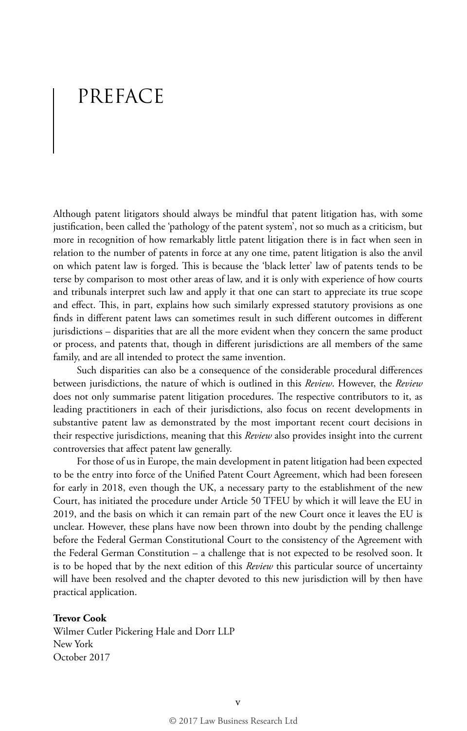# PREFACE

Although patent litigators should always be mindful that patent litigation has, with some justification, been called the 'pathology of the patent system', not so much as a criticism, but more in recognition of how remarkably little patent litigation there is in fact when seen in relation to the number of patents in force at any one time, patent litigation is also the anvil on which patent law is forged. This is because the 'black letter' law of patents tends to be terse by comparison to most other areas of law, and it is only with experience of how courts and tribunals interpret such law and apply it that one can start to appreciate its true scope and effect. This, in part, explains how such similarly expressed statutory provisions as one finds in different patent laws can sometimes result in such different outcomes in different jurisdictions – disparities that are all the more evident when they concern the same product or process, and patents that, though in different jurisdictions are all members of the same family, and are all intended to protect the same invention.

Such disparities can also be a consequence of the considerable procedural differences between jurisdictions, the nature of which is outlined in this *Review*. However, the *Review* does not only summarise patent litigation procedures. The respective contributors to it, as leading practitioners in each of their jurisdictions, also focus on recent developments in substantive patent law as demonstrated by the most important recent court decisions in their respective jurisdictions, meaning that this *Review* also provides insight into the current controversies that affect patent law generally.

For those of us in Europe, the main development in patent litigation had been expected to be the entry into force of the Unified Patent Court Agreement, which had been foreseen for early in 2018, even though the UK, a necessary party to the establishment of the new Court, has initiated the procedure under Article 50 TFEU by which it will leave the EU in 2019, and the basis on which it can remain part of the new Court once it leaves the EU is unclear. However, these plans have now been thrown into doubt by the pending challenge before the Federal German Constitutional Court to the consistency of the Agreement with the Federal German Constitution – a challenge that is not expected to be resolved soon. It is to be hoped that by the next edition of this *Review* this particular source of uncertainty will have been resolved and the chapter devoted to this new jurisdiction will by then have practical application.

**Trevor Cook**
Wilmer Cutler Pickering Hale and Dorr LLP
New York
October 2017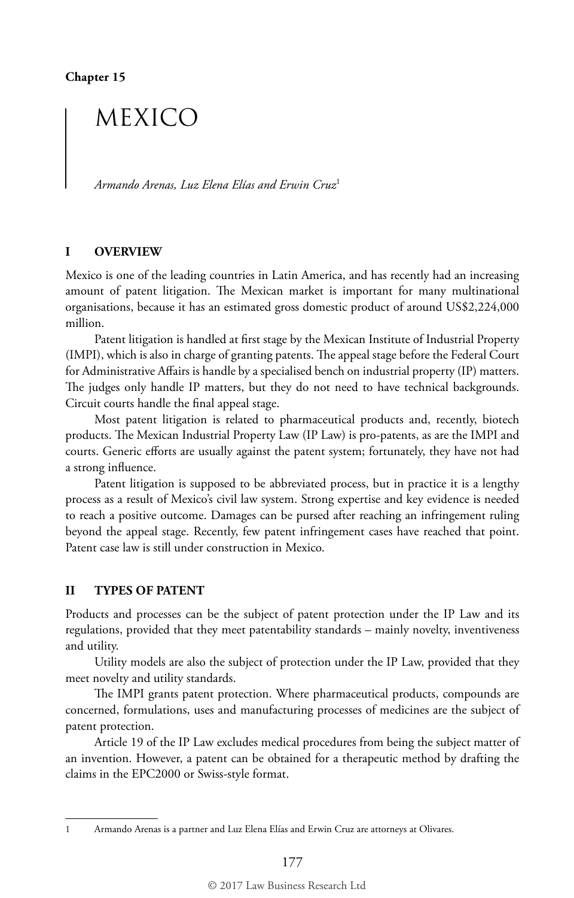Chapter 15

# MEXICO

*Armando Arenas, Luz Elena Elías and Erwin Cruz*[1]

## I OVERVIEW

Mexico is one of the leading countries in Latin America, and has recently had an increasing amount of patent litigation. The Mexican market is important for many multinational organisations, because it has an estimated gross domestic product of around US$2,224,000 million.

Patent litigation is handled at first stage by the Mexican Institute of Industrial Property (IMPI), which is also in charge of granting patents. The appeal stage before the Federal Court for Administrative Affairs is handle by a specialised bench on industrial property (IP) matters. The judges only handle IP matters, but they do not need to have technical backgrounds. Circuit courts handle the final appeal stage.

Most patent litigation is related to pharmaceutical products and, recently, biotech products. The Mexican Industrial Property Law (IP Law) is pro-patents, as are the IMPI and courts. Generic efforts are usually against the patent system; fortunately, they have not had a strong influence.

Patent litigation is supposed to be abbreviated process, but in practice it is a lengthy process as a result of Mexico's civil law system. Strong expertise and key evidence is needed to reach a positive outcome. Damages can be pursed after reaching an infringement ruling beyond the appeal stage. Recently, few patent infringement cases have reached that point. Patent case law is still under construction in Mexico.

## II TYPES OF PATENT

Products and processes can be the subject of patent protection under the IP Law and its regulations, provided that they meet patentability standards – mainly novelty, inventiveness and utility.

Utility models are also the subject of protection under the IP Law, provided that they meet novelty and utility standards.

The IMPI grants patent protection. Where pharmaceutical products, compounds are concerned, formulations, uses and manufacturing processes of medicines are the subject of patent protection.

Article 19 of the IP Law excludes medical procedures from being the subject matter of an invention. However, a patent can be obtained for a therapeutic method by drafting the claims in the EPC2000 or Swiss-style format.

---

1 Armando Arenas is a partner and Luz Elena Elías and Erwin Cruz are attorneys at Olivares.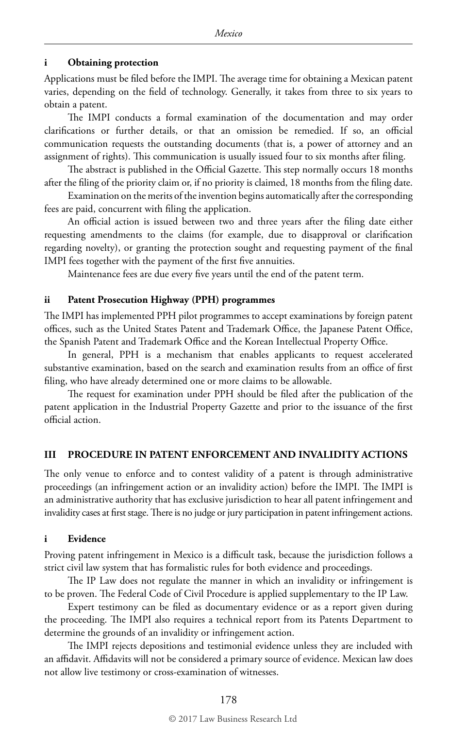#### i Obtaining protection

Applications must be filed before the IMPI. The average time for obtaining a Mexican patent varies, depending on the field of technology. Generally, it takes from three to six years to obtain a patent.

The IMPI conducts a formal examination of the documentation and may order clarifications or further details, or that an omission be remedied. If so, an official communication requests the outstanding documents (that is, a power of attorney and an assignment of rights). This communication is usually issued four to six months after filing.

The abstract is published in the Official Gazette. This step normally occurs 18 months after the filing of the priority claim or, if no priority is claimed, 18 months from the filing date.

Examination on the merits of the invention begins automatically after the corresponding fees are paid, concurrent with filing the application.

An official action is issued between two and three years after the filing date either requesting amendments to the claims (for example, due to disapproval or clarification regarding novelty), or granting the protection sought and requesting payment of the final IMPI fees together with the payment of the first five annuities.

Maintenance fees are due every five years until the end of the patent term.

#### ii Patent Prosecution Highway (PPH) programmes

The IMPI has implemented PPH pilot programmes to accept examinations by foreign patent offices, such as the United States Patent and Trademark Office, the Japanese Patent Office, the Spanish Patent and Trademark Office and the Korean Intellectual Property Office.

In general, PPH is a mechanism that enables applicants to request accelerated substantive examination, based on the search and examination results from an office of first filing, who have already determined one or more claims to be allowable.

The request for examination under PPH should be filed after the publication of the patent application in the Industrial Property Gazette and prior to the issuance of the first official action.

### III PROCEDURE IN PATENT ENFORCEMENT AND INVALIDITY ACTIONS

The only venue to enforce and to contest validity of a patent is through administrative proceedings (an infringement action or an invalidity action) before the IMPI. The IMPI is an administrative authority that has exclusive jurisdiction to hear all patent infringement and invalidity cases at first stage. There is no judge or jury participation in patent infringement actions.

#### i Evidence

Proving patent infringement in Mexico is a difficult task, because the jurisdiction follows a strict civil law system that has formalistic rules for both evidence and proceedings.

The IP Law does not regulate the manner in which an invalidity or infringement is to be proven. The Federal Code of Civil Procedure is applied supplementary to the IP Law.

Expert testimony can be filed as documentary evidence or as a report given during the proceeding. The IMPI also requires a technical report from its Patents Department to determine the grounds of an invalidity or infringement action.

The IMPI rejects depositions and testimonial evidence unless they are included with an affidavit. Affidavits will not be considered a primary source of evidence. Mexican law does not allow live testimony or cross-examination of witnesses.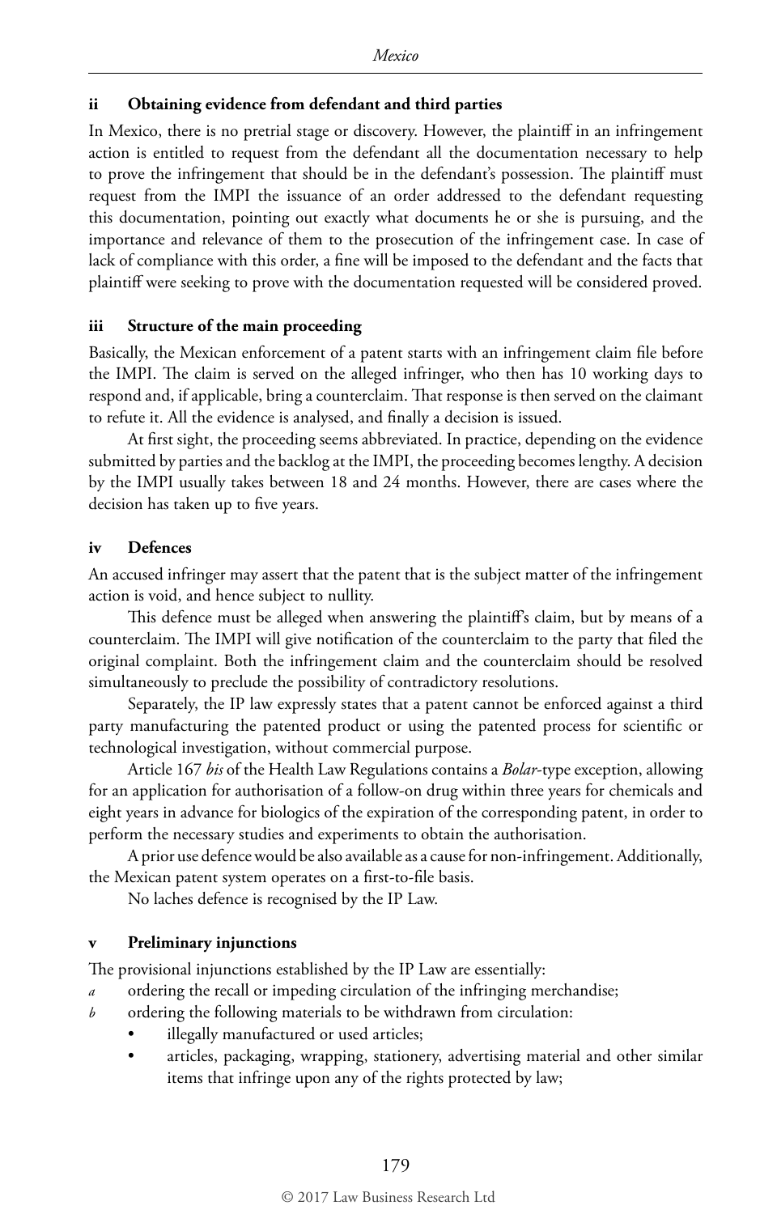### ii Obtaining evidence from defendant and third parties

In Mexico, there is no pretrial stage or discovery. However, the plaintiff in an infringement action is entitled to request from the defendant all the documentation necessary to help to prove the infringement that should be in the defendant's possession. The plaintiff must request from the IMPI the issuance of an order addressed to the defendant requesting this documentation, pointing out exactly what documents he or she is pursuing, and the importance and relevance of them to the prosecution of the infringement case. In case of lack of compliance with this order, a fine will be imposed to the defendant and the facts that plaintiff were seeking to prove with the documentation requested will be considered proved.

### iii Structure of the main proceeding

Basically, the Mexican enforcement of a patent starts with an infringement claim file before the IMPI. The claim is served on the alleged infringer, who then has 10 working days to respond and, if applicable, bring a counterclaim. That response is then served on the claimant to refute it. All the evidence is analysed, and finally a decision is issued.

At first sight, the proceeding seems abbreviated. In practice, depending on the evidence submitted by parties and the backlog at the IMPI, the proceeding becomes lengthy. A decision by the IMPI usually takes between 18 and 24 months. However, there are cases where the decision has taken up to five years.

### iv Defences

An accused infringer may assert that the patent that is the subject matter of the infringement action is void, and hence subject to nullity.

This defence must be alleged when answering the plaintiff's claim, but by means of a counterclaim. The IMPI will give notification of the counterclaim to the party that filed the original complaint. Both the infringement claim and the counterclaim should be resolved simultaneously to preclude the possibility of contradictory resolutions.

Separately, the IP law expressly states that a patent cannot be enforced against a third party manufacturing the patented product or using the patented process for scientific or technological investigation, without commercial purpose.

Article 167 *bis* of the Health Law Regulations contains a *Bolar*-type exception, allowing for an application for authorisation of a follow-on drug within three years for chemicals and eight years in advance for biologics of the expiration of the corresponding patent, in order to perform the necessary studies and experiments to obtain the authorisation.

A prior use defence would be also available as a cause for non-infringement. Additionally, the Mexican patent system operates on a first-to-file basis.

No laches defence is recognised by the IP Law.

### v Preliminary injunctions

The provisional injunctions established by the IP Law are essentially:

*a* ordering the recall or impeding circulation of the infringing merchandise;

*b* ordering the following materials to be withdrawn from circulation:
- illegally manufactured or used articles;
- articles, packaging, wrapping, stationery, advertising material and other similar items that infringe upon any of the rights protected by law;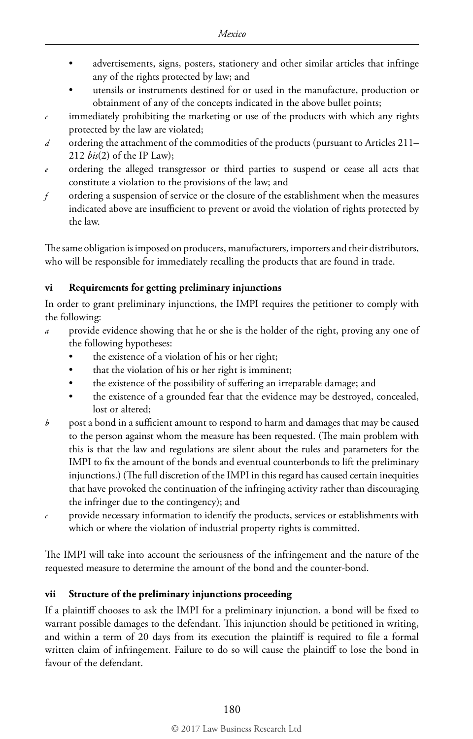- advertisements, signs, posters, stationery and other similar articles that infringe any of the rights protected by law; and
- utensils or instruments destined for or used in the manufacture, production or obtainment of any of the concepts indicated in the above bullet points;

*c* immediately prohibiting the marketing or use of the products with which any rights protected by the law are violated;

*d* ordering the attachment of the commodities of the products (pursuant to Articles 211–212 *bis*(2) of the IP Law);

*e* ordering the alleged transgressor or third parties to suspend or cease all acts that constitute a violation to the provisions of the law; and

*f* ordering a suspension of service or the closure of the establishment when the measures indicated above are insufficient to prevent or avoid the violation of rights protected by the law.

The same obligation is imposed on producers, manufacturers, importers and their distributors, who will be responsible for immediately recalling the products that are found in trade.

### vi Requirements for getting preliminary injunctions

In order to grant preliminary injunctions, the IMPI requires the petitioner to comply with the following:

*a* provide evidence showing that he or she is the holder of the right, proving any one of the following hypotheses:
- the existence of a violation of his or her right;
- that the violation of his or her right is imminent;
- the existence of the possibility of suffering an irreparable damage; and
- the existence of a grounded fear that the evidence may be destroyed, concealed, lost or altered;

*b* post a bond in a sufficient amount to respond to harm and damages that may be caused to the person against whom the measure has been requested. (The main problem with this is that the law and regulations are silent about the rules and parameters for the IMPI to fix the amount of the bonds and eventual counterbonds to lift the preliminary injunctions.) (The full discretion of the IMPI in this regard has caused certain inequities that have provoked the continuation of the infringing activity rather than discouraging the infringer due to the contingency); and

*c* provide necessary information to identify the products, services or establishments with which or where the violation of industrial property rights is committed.

The IMPI will take into account the seriousness of the infringement and the nature of the requested measure to determine the amount of the bond and the counter-bond.

### vii Structure of the preliminary injunctions proceeding

If a plaintiff chooses to ask the IMPI for a preliminary injunction, a bond will be fixed to warrant possible damages to the defendant. This injunction should be petitioned in writing, and within a term of 20 days from its execution the plaintiff is required to file a formal written claim of infringement. Failure to do so will cause the plaintiff to lose the bond in favour of the defendant.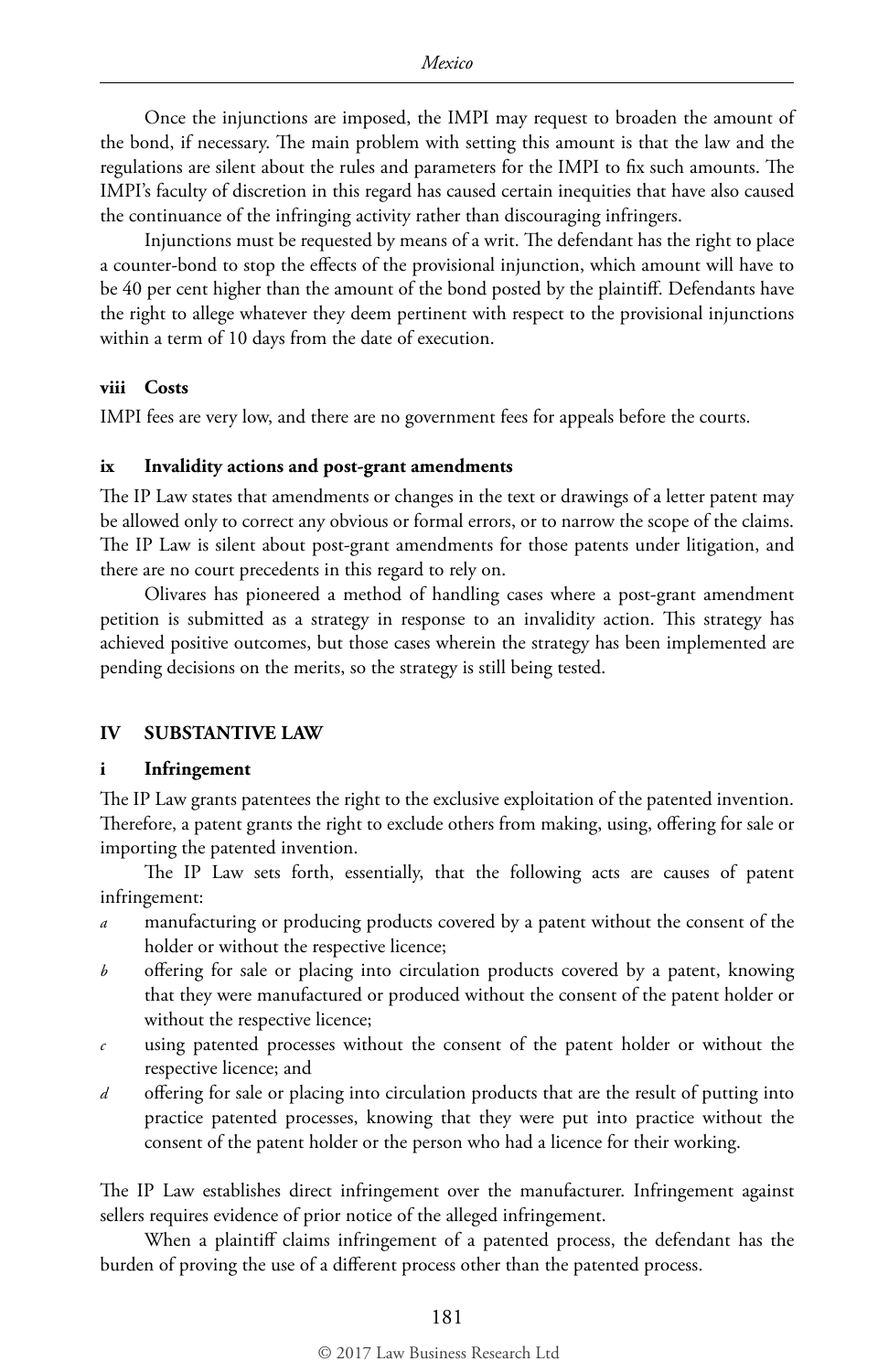Once the injunctions are imposed, the IMPI may request to broaden the amount of the bond, if necessary. The main problem with setting this amount is that the law and the regulations are silent about the rules and parameters for the IMPI to fix such amounts. The IMPI's faculty of discretion in this regard has caused certain inequities that have also caused the continuance of the infringing activity rather than discouraging infringers.

Injunctions must be requested by means of a writ. The defendant has the right to place a counter-bond to stop the effects of the provisional injunction, which amount will have to be 40 per cent higher than the amount of the bond posted by the plaintiff. Defendants have the right to allege whatever they deem pertinent with respect to the provisional injunctions within a term of 10 days from the date of execution.

#### viii Costs

IMPI fees are very low, and there are no government fees for appeals before the courts.

#### ix Invalidity actions and post-grant amendments

The IP Law states that amendments or changes in the text or drawings of a letter patent may be allowed only to correct any obvious or formal errors, or to narrow the scope of the claims. The IP Law is silent about post-grant amendments for those patents under litigation, and there are no court precedents in this regard to rely on.

Olivares has pioneered a method of handling cases where a post-grant amendment petition is submitted as a strategy in response to an invalidity action. This strategy has achieved positive outcomes, but those cases wherein the strategy has been implemented are pending decisions on the merits, so the strategy is still being tested.

### IV SUBSTANTIVE LAW

#### i Infringement

The IP Law grants patentees the right to the exclusive exploitation of the patented invention. Therefore, a patent grants the right to exclude others from making, using, offering for sale or importing the patented invention.

The IP Law sets forth, essentially, that the following acts are causes of patent infringement:

*a* manufacturing or producing products covered by a patent without the consent of the holder or without the respective licence;

*b* offering for sale or placing into circulation products covered by a patent, knowing that they were manufactured or produced without the consent of the patent holder or without the respective licence;

*c* using patented processes without the consent of the patent holder or without the respective licence; and

*d* offering for sale or placing into circulation products that are the result of putting into practice patented processes, knowing that they were put into practice without the consent of the patent holder or the person who had a licence for their working.

The IP Law establishes direct infringement over the manufacturer. Infringement against sellers requires evidence of prior notice of the alleged infringement.

When a plaintiff claims infringement of a patented process, the defendant has the burden of proving the use of a different process other than the patented process.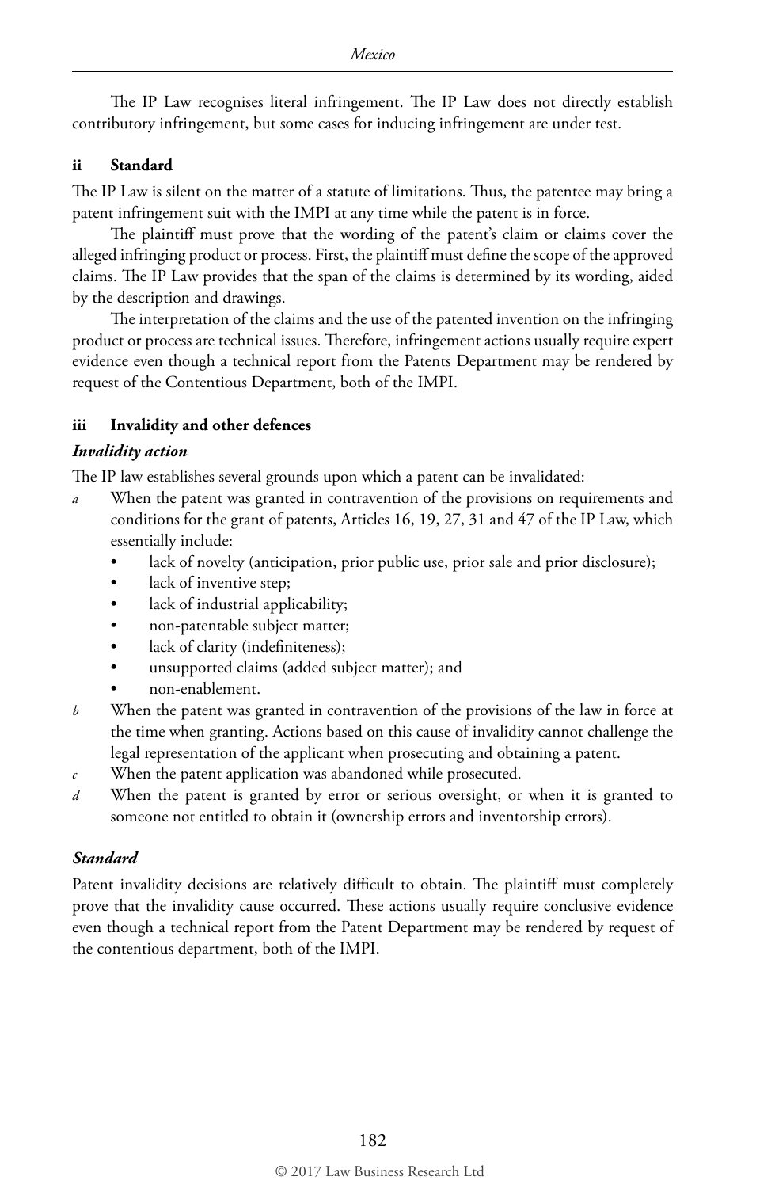The IP Law recognises literal infringement. The IP Law does not directly establish contributory infringement, but some cases for inducing infringement are under test.

### ii Standard

The IP Law is silent on the matter of a statute of limitations. Thus, the patentee may bring a patent infringement suit with the IMPI at any time while the patent is in force.

The plaintiff must prove that the wording of the patent's claim or claims cover the alleged infringing product or process. First, the plaintiff must define the scope of the approved claims. The IP Law provides that the span of the claims is determined by its wording, aided by the description and drawings.

The interpretation of the claims and the use of the patented invention on the infringing product or process are technical issues. Therefore, infringement actions usually require expert evidence even though a technical report from the Patents Department may be rendered by request of the Contentious Department, both of the IMPI.

### iii Invalidity and other defences

#### *Invalidity action*

The IP law establishes several grounds upon which a patent can be invalidated:

*a* When the patent was granted in contravention of the provisions on requirements and conditions for the grant of patents, Articles 16, 19, 27, 31 and 47 of the IP Law, which essentially include:
   - lack of novelty (anticipation, prior public use, prior sale and prior disclosure);
   - lack of inventive step;
   - lack of industrial applicability;
   - non-patentable subject matter;
   - lack of clarity (indefiniteness);
   - unsupported claims (added subject matter); and
   - non-enablement.

*b* When the patent was granted in contravention of the provisions of the law in force at the time when granting. Actions based on this cause of invalidity cannot challenge the legal representation of the applicant when prosecuting and obtaining a patent.

*c* When the patent application was abandoned while prosecuted.

*d* When the patent is granted by error or serious oversight, or when it is granted to someone not entitled to obtain it (ownership errors and inventorship errors).

#### *Standard*

Patent invalidity decisions are relatively difficult to obtain. The plaintiff must completely prove that the invalidity cause occurred. These actions usually require conclusive evidence even though a technical report from the Patent Department may be rendered by request of the contentious department, both of the IMPI.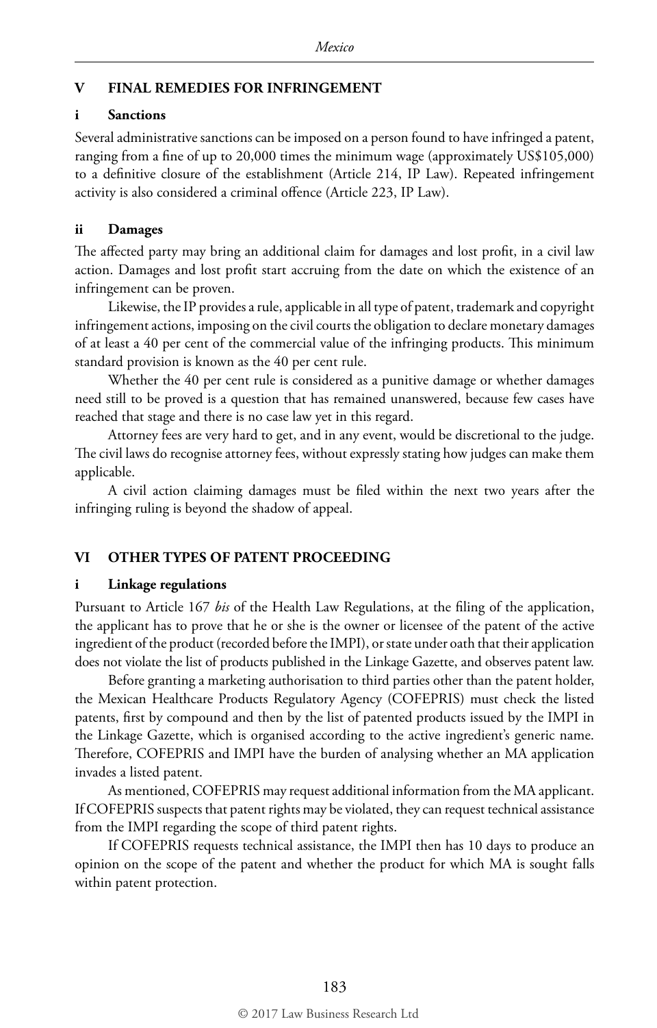## V FINAL REMEDIES FOR INFRINGEMENT

### i Sanctions

Several administrative sanctions can be imposed on a person found to have infringed a patent, ranging from a fine of up to 20,000 times the minimum wage (approximately US$105,000) to a definitive closure of the establishment (Article 214, IP Law). Repeated infringement activity is also considered a criminal offence (Article 223, IP Law).

### ii Damages

The affected party may bring an additional claim for damages and lost profit, in a civil law action. Damages and lost profit start accruing from the date on which the existence of an infringement can be proven.

Likewise, the IP provides a rule, applicable in all type of patent, trademark and copyright infringement actions, imposing on the civil courts the obligation to declare monetary damages of at least a 40 per cent of the commercial value of the infringing products. This minimum standard provision is known as the 40 per cent rule.

Whether the 40 per cent rule is considered as a punitive damage or whether damages need still to be proved is a question that has remained unanswered, because few cases have reached that stage and there is no case law yet in this regard.

Attorney fees are very hard to get, and in any event, would be discretional to the judge. The civil laws do recognise attorney fees, without expressly stating how judges can make them applicable.

A civil action claiming damages must be filed within the next two years after the infringing ruling is beyond the shadow of appeal.

## VI OTHER TYPES OF PATENT PROCEEDING

### i Linkage regulations

Pursuant to Article 167 *bis* of the Health Law Regulations, at the filing of the application, the applicant has to prove that he or she is the owner or licensee of the patent of the active ingredient of the product (recorded before the IMPI), or state under oath that their application does not violate the list of products published in the Linkage Gazette, and observes patent law.

Before granting a marketing authorisation to third parties other than the patent holder, the Mexican Healthcare Products Regulatory Agency (COFEPRIS) must check the listed patents, first by compound and then by the list of patented products issued by the IMPI in the Linkage Gazette, which is organised according to the active ingredient's generic name. Therefore, COFEPRIS and IMPI have the burden of analysing whether an MA application invades a listed patent.

As mentioned, COFEPRIS may request additional information from the MA applicant. If COFEPRIS suspects that patent rights may be violated, they can request technical assistance from the IMPI regarding the scope of third patent rights.

If COFEPRIS requests technical assistance, the IMPI then has 10 days to produce an opinion on the scope of the patent and whether the product for which MA is sought falls within patent protection.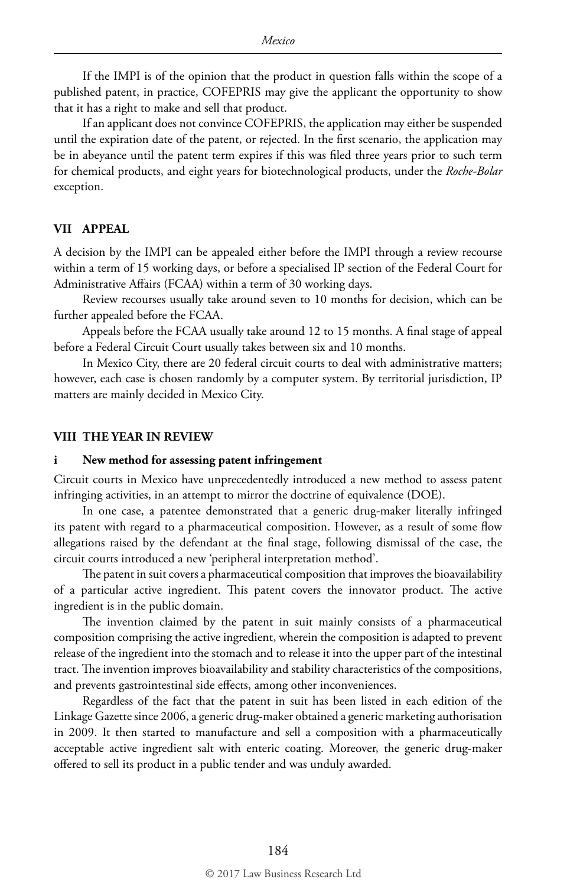If the IMPI is of the opinion that the product in question falls within the scope of a published patent, in practice, COFEPRIS may give the applicant the opportunity to show that it has a right to make and sell that product.

If an applicant does not convince COFEPRIS, the application may either be suspended until the expiration date of the patent, or rejected. In the first scenario, the application may be in abeyance until the patent term expires if this was filed three years prior to such term for chemical products, and eight years for biotechnological products, under the *Roche-Bolar* exception.

## VII APPEAL

A decision by the IMPI can be appealed either before the IMPI through a review recourse within a term of 15 working days, or before a specialised IP section of the Federal Court for Administrative Affairs (FCAA) within a term of 30 working days.

Review recourses usually take around seven to 10 months for decision, which can be further appealed before the FCAA.

Appeals before the FCAA usually take around 12 to 15 months. A final stage of appeal before a Federal Circuit Court usually takes between six and 10 months.

In Mexico City, there are 20 federal circuit courts to deal with administrative matters; however, each case is chosen randomly by a computer system. By territorial jurisdiction, IP matters are mainly decided in Mexico City.

## VIII THE YEAR IN REVIEW

### i New method for assessing patent infringement

Circuit courts in Mexico have unprecedentedly introduced a new method to assess patent infringing activities, in an attempt to mirror the doctrine of equivalence (DOE).

In one case, a patentee demonstrated that a generic drug-maker literally infringed its patent with regard to a pharmaceutical composition. However, as a result of some flow allegations raised by the defendant at the final stage, following dismissal of the case, the circuit courts introduced a new 'peripheral interpretation method'.

The patent in suit covers a pharmaceutical composition that improves the bioavailability of a particular active ingredient. This patent covers the innovator product. The active ingredient is in the public domain.

The invention claimed by the patent in suit mainly consists of a pharmaceutical composition comprising the active ingredient, wherein the composition is adapted to prevent release of the ingredient into the stomach and to release it into the upper part of the intestinal tract. The invention improves bioavailability and stability characteristics of the compositions, and prevents gastrointestinal side effects, among other inconveniences.

Regardless of the fact that the patent in suit has been listed in each edition of the Linkage Gazette since 2006, a generic drug-maker obtained a generic marketing authorisation in 2009. It then started to manufacture and sell a composition with a pharmaceutically acceptable active ingredient salt with enteric coating. Moreover, the generic drug-maker offered to sell its product in a public tender and was unduly awarded.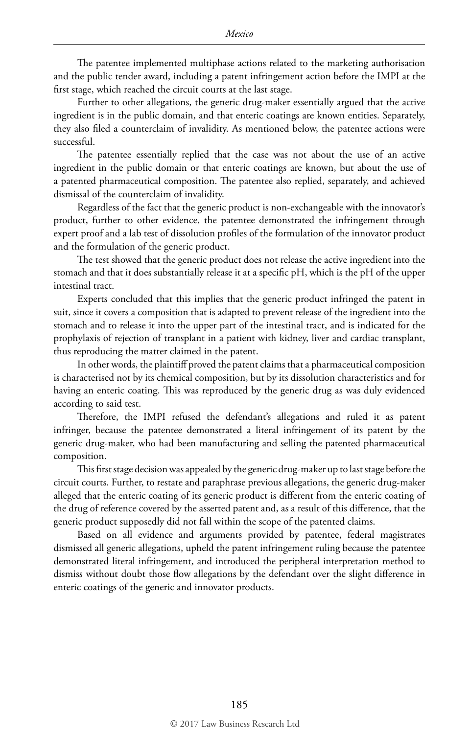The patentee implemented multiphase actions related to the marketing authorisation and the public tender award, including a patent infringement action before the IMPI at the first stage, which reached the circuit courts at the last stage.

Further to other allegations, the generic drug-maker essentially argued that the active ingredient is in the public domain, and that enteric coatings are known entities. Separately, they also filed a counterclaim of invalidity. As mentioned below, the patentee actions were successful.

The patentee essentially replied that the case was not about the use of an active ingredient in the public domain or that enteric coatings are known, but about the use of a patented pharmaceutical composition. The patentee also replied, separately, and achieved dismissal of the counterclaim of invalidity.

Regardless of the fact that the generic product is non-exchangeable with the innovator's product, further to other evidence, the patentee demonstrated the infringement through expert proof and a lab test of dissolution profiles of the formulation of the innovator product and the formulation of the generic product.

The test showed that the generic product does not release the active ingredient into the stomach and that it does substantially release it at a specific pH, which is the pH of the upper intestinal tract.

Experts concluded that this implies that the generic product infringed the patent in suit, since it covers a composition that is adapted to prevent release of the ingredient into the stomach and to release it into the upper part of the intestinal tract, and is indicated for the prophylaxis of rejection of transplant in a patient with kidney, liver and cardiac transplant, thus reproducing the matter claimed in the patent.

In other words, the plaintiff proved the patent claims that a pharmaceutical composition is characterised not by its chemical composition, but by its dissolution characteristics and for having an enteric coating. This was reproduced by the generic drug as was duly evidenced according to said test.

Therefore, the IMPI refused the defendant's allegations and ruled it as patent infringer, because the patentee demonstrated a literal infringement of its patent by the generic drug-maker, who had been manufacturing and selling the patented pharmaceutical composition.

This first stage decision was appealed by the generic drug-maker up to last stage before the circuit courts. Further, to restate and paraphrase previous allegations, the generic drug-maker alleged that the enteric coating of its generic product is different from the enteric coating of the drug of reference covered by the asserted patent and, as a result of this difference, that the generic product supposedly did not fall within the scope of the patented claims.

Based on all evidence and arguments provided by patentee, federal magistrates dismissed all generic allegations, upheld the patent infringement ruling because the patentee demonstrated literal infringement, and introduced the peripheral interpretation method to dismiss without doubt those flow allegations by the defendant over the slight difference in enteric coatings of the generic and innovator products.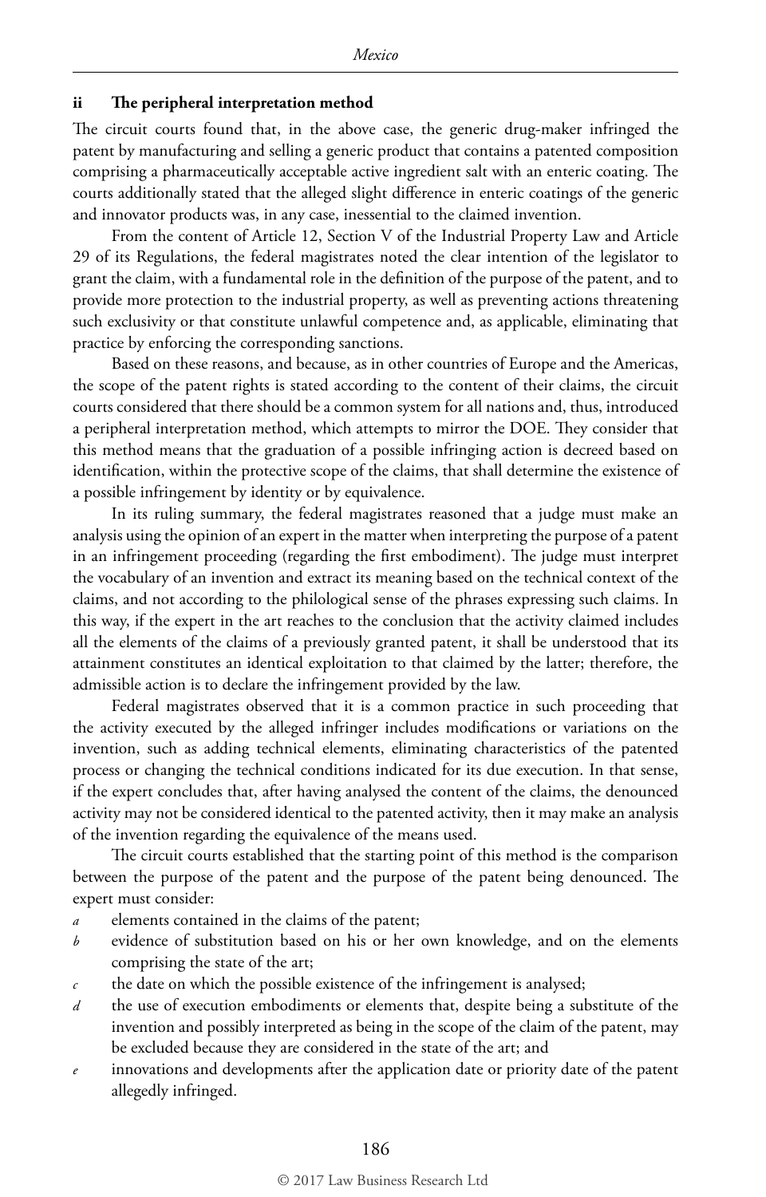### ii The peripheral interpretation method

The circuit courts found that, in the above case, the generic drug-maker infringed the patent by manufacturing and selling a generic product that contains a patented composition comprising a pharmaceutically acceptable active ingredient salt with an enteric coating. The courts additionally stated that the alleged slight difference in enteric coatings of the generic and innovator products was, in any case, inessential to the claimed invention.

From the content of Article 12, Section V of the Industrial Property Law and Article 29 of its Regulations, the federal magistrates noted the clear intention of the legislator to grant the claim, with a fundamental role in the definition of the purpose of the patent, and to provide more protection to the industrial property, as well as preventing actions threatening such exclusivity or that constitute unlawful competence and, as applicable, eliminating that practice by enforcing the corresponding sanctions.

Based on these reasons, and because, as in other countries of Europe and the Americas, the scope of the patent rights is stated according to the content of their claims, the circuit courts considered that there should be a common system for all nations and, thus, introduced a peripheral interpretation method, which attempts to mirror the DOE. They consider that this method means that the graduation of a possible infringing action is decreed based on identification, within the protective scope of the claims, that shall determine the existence of a possible infringement by identity or by equivalence.

In its ruling summary, the federal magistrates reasoned that a judge must make an analysis using the opinion of an expert in the matter when interpreting the purpose of a patent in an infringement proceeding (regarding the first embodiment). The judge must interpret the vocabulary of an invention and extract its meaning based on the technical context of the claims, and not according to the philological sense of the phrases expressing such claims. In this way, if the expert in the art reaches to the conclusion that the activity claimed includes all the elements of the claims of a previously granted patent, it shall be understood that its attainment constitutes an identical exploitation to that claimed by the latter; therefore, the admissible action is to declare the infringement provided by the law.

Federal magistrates observed that it is a common practice in such proceeding that the activity executed by the alleged infringer includes modifications or variations on the invention, such as adding technical elements, eliminating characteristics of the patented process or changing the technical conditions indicated for its due execution. In that sense, if the expert concludes that, after having analysed the content of the claims, the denounced activity may not be considered identical to the patented activity, then it may make an analysis of the invention regarding the equivalence of the means used.

The circuit courts established that the starting point of this method is the comparison between the purpose of the patent and the purpose of the patent being denounced. The expert must consider:

*a* elements contained in the claims of the patent;

*b* evidence of substitution based on his or her own knowledge, and on the elements comprising the state of the art;

*c* the date on which the possible existence of the infringement is analysed;

*d* the use of execution embodiments or elements that, despite being a substitute of the invention and possibly interpreted as being in the scope of the claim of the patent, may be excluded because they are considered in the state of the art; and

*e* innovations and developments after the application date or priority date of the patent allegedly infringed.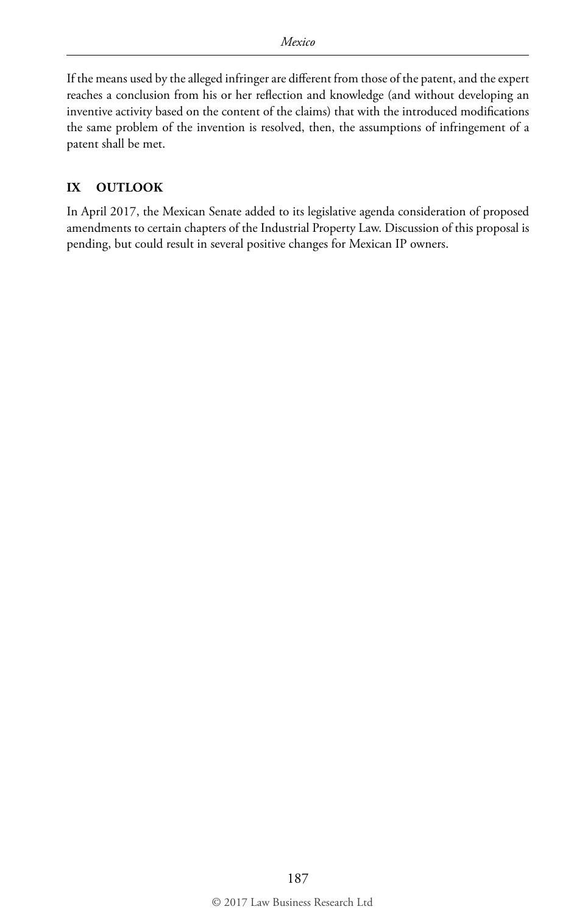If the means used by the alleged infringer are different from those of the patent, and the expert reaches a conclusion from his or her reflection and knowledge (and without developing an inventive activity based on the content of the claims) that with the introduced modifications the same problem of the invention is resolved, then, the assumptions of infringement of a patent shall be met.

## IX OUTLOOK

In April 2017, the Mexican Senate added to its legislative agenda consideration of proposed amendments to certain chapters of the Industrial Property Law. Discussion of this proposal is pending, but could result in several positive changes for Mexican IP owners.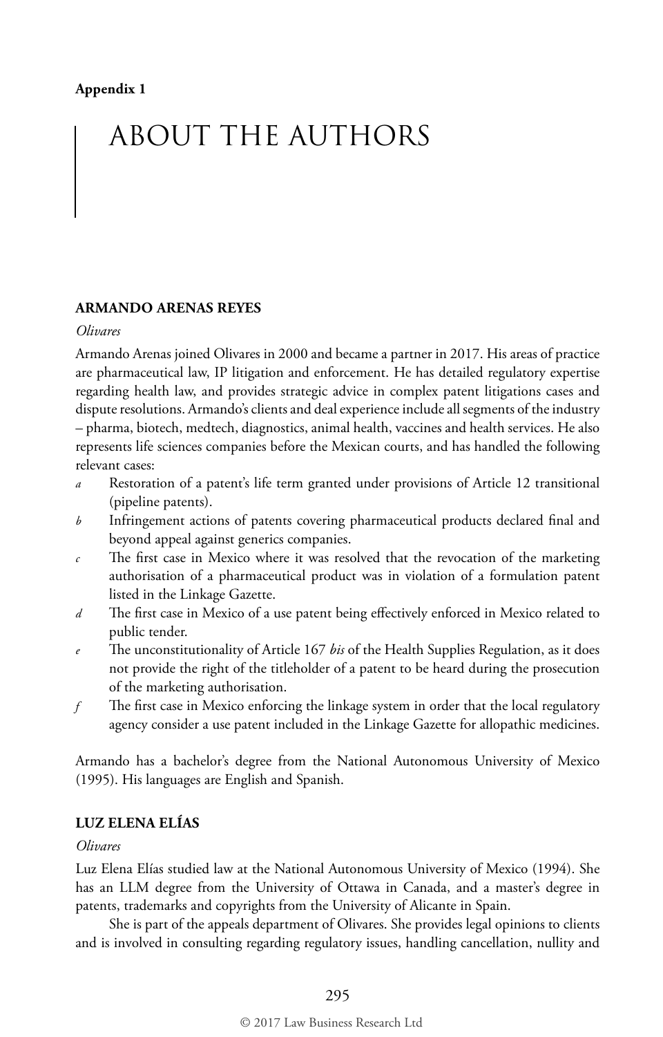**Appendix 1**

# ABOUT THE AUTHORS

## ARMANDO ARENAS REYES

*Olivares*

Armando Arenas joined Olivares in 2000 and became a partner in 2017. His areas of practice are pharmaceutical law, IP litigation and enforcement. He has detailed regulatory expertise regarding health law, and provides strategic advice in complex patent litigations cases and dispute resolutions. Armando's clients and deal experience include all segments of the industry – pharma, biotech, medtech, diagnostics, animal health, vaccines and health services. He also represents life sciences companies before the Mexican courts, and has handled the following relevant cases:

- *a* Restoration of a patent's life term granted under provisions of Article 12 transitional (pipeline patents).
- *b* Infringement actions of patents covering pharmaceutical products declared final and beyond appeal against generics companies.
- *c* The first case in Mexico where it was resolved that the revocation of the marketing authorisation of a pharmaceutical product was in violation of a formulation patent listed in the Linkage Gazette.
- *d* The first case in Mexico of a use patent being effectively enforced in Mexico related to public tender.
- *e* The unconstitutionality of Article 167 *bis* of the Health Supplies Regulation, as it does not provide the right of the titleholder of a patent to be heard during the prosecution of the marketing authorisation.
- *f* The first case in Mexico enforcing the linkage system in order that the local regulatory agency consider a use patent included in the Linkage Gazette for allopathic medicines.

Armando has a bachelor's degree from the National Autonomous University of Mexico (1995). His languages are English and Spanish.

## LUZ ELENA ELÍAS

*Olivares*

Luz Elena Elías studied law at the National Autonomous University of Mexico (1994). She has an LLM degree from the University of Ottawa in Canada, and a master's degree in patents, trademarks and copyrights from the University of Alicante in Spain.

She is part of the appeals department of Olivares. She provides legal opinions to clients and is involved in consulting regarding regulatory issues, handling cancellation, nullity and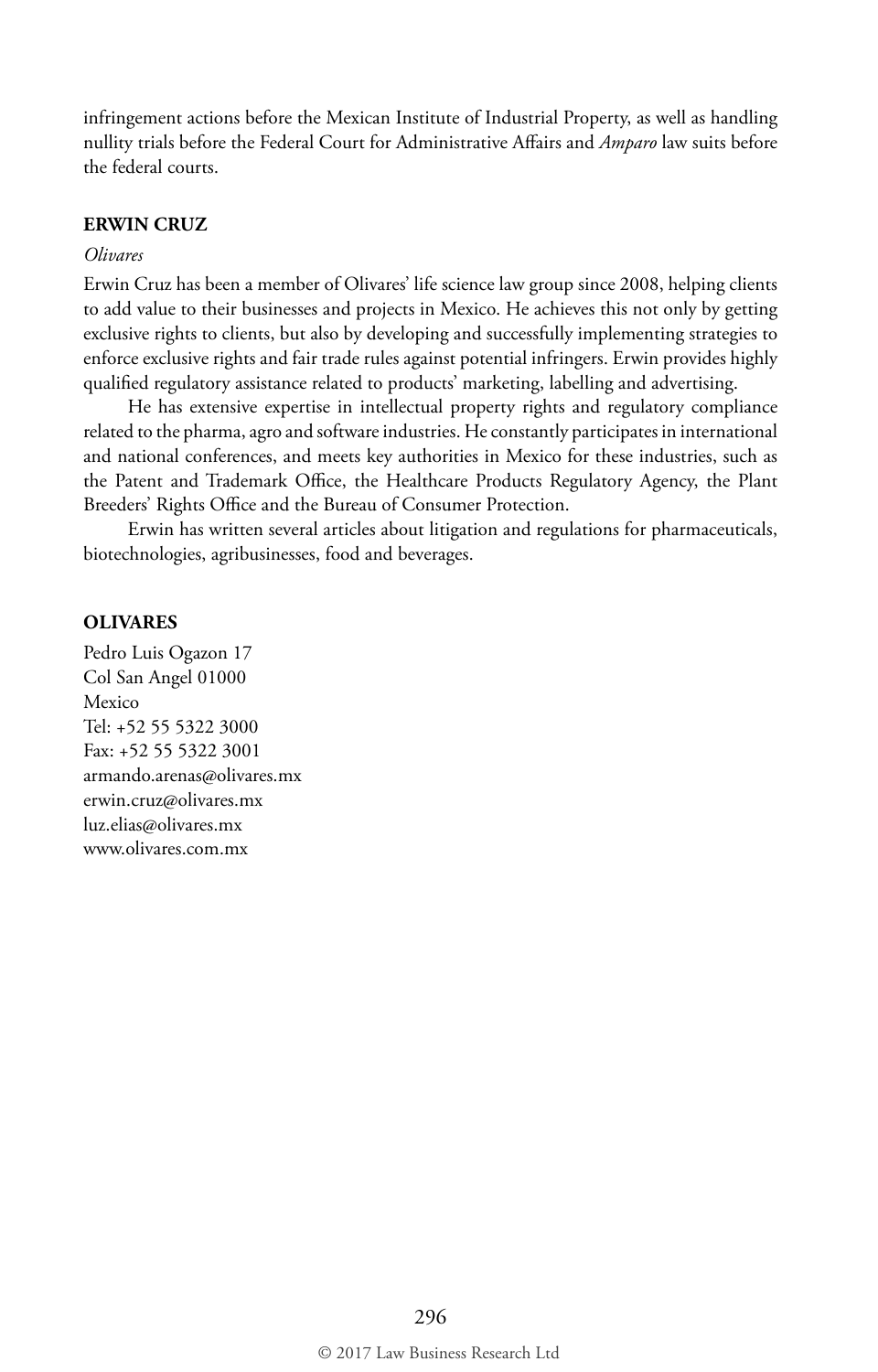infringement actions before the Mexican Institute of Industrial Property, as well as handling nullity trials before the Federal Court for Administrative Affairs and *Amparo* law suits before the federal courts.

**ERWIN CRUZ**

*Olivares*

Erwin Cruz has been a member of Olivares' life science law group since 2008, helping clients to add value to their businesses and projects in Mexico. He achieves this not only by getting exclusive rights to clients, but also by developing and successfully implementing strategies to enforce exclusive rights and fair trade rules against potential infringers. Erwin provides highly qualified regulatory assistance related to products' marketing, labelling and advertising.

He has extensive expertise in intellectual property rights and regulatory compliance related to the pharma, agro and software industries. He constantly participates in international and national conferences, and meets key authorities in Mexico for these industries, such as the Patent and Trademark Office, the Healthcare Products Regulatory Agency, the Plant Breeders' Rights Office and the Bureau of Consumer Protection.

Erwin has written several articles about litigation and regulations for pharmaceuticals, biotechnologies, agribusinesses, food and beverages.

**OLIVARES**

Pedro Luis Ogazon 17
Col San Angel 01000
Mexico
Tel: +52 55 5322 3000
Fax: +52 55 5322 3001
armando.arenas@olivares.mx
erwin.cruz@olivares.mx
luz.elias@olivares.mx
www.olivares.com.mx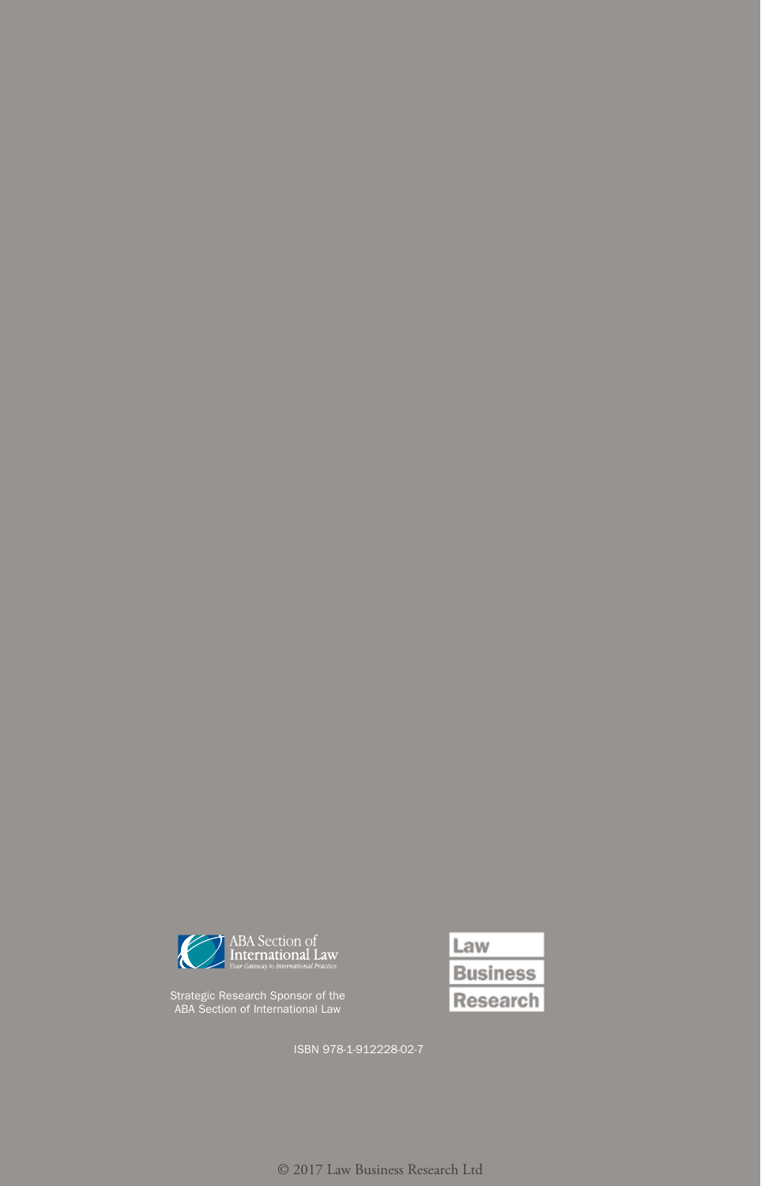ABA Section of International Law

*Your Gateway to International Practice*

Strategic Research Sponsor of the ABA Section of International Law

Law Business Research

ISBN 978-1-912228-02-7

© 2017 Law Business Research Ltd